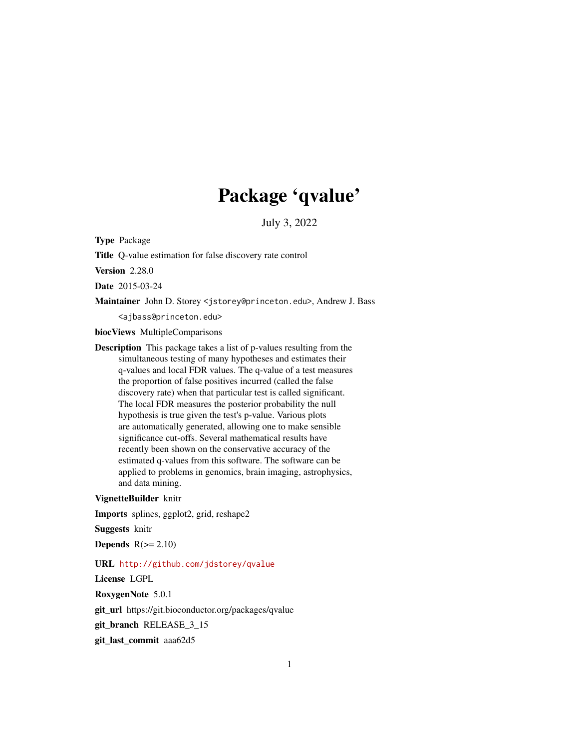# Package 'qvalue'

July 3, 2022

**Type** Package

**Title** Q-value estimation for false discovery rate control

**Version** 2.28.0

**Date** 2015-03-24

**Maintainer** John D. Storey <jstorey@princeton.edu>, Andrew J. Bass <ajbass@princeton.edu>

**biocViews** MultipleComparisons

**Description** This package takes a list of p-values resulting from the simultaneous testing of many hypotheses and estimates their q-values and local FDR values. The q-value of a test measures the proportion of false positives incurred (called the false discovery rate) when that particular test is called significant. The local FDR measures the posterior probability the null hypothesis is true given the test's p-value. Various plots are automatically generated, allowing one to make sensible significance cut-offs. Several mathematical results have recently been shown on the conservative accuracy of the estimated q-values from this software. The software can be applied to problems in genomics, brain imaging, astrophysics, and data mining.

**VignetteBuilder** knitr

**Imports** splines, ggplot2, grid, reshape2

**Suggests** knitr

**Depends** R(>= 2.10)

**URL** http://github.com/jdstorey/qvalue

**License** LGPL

**RoxygenNote** 5.0.1

**git_url** https://git.bioconductor.org/packages/qvalue

**git_branch** RELEASE_3_15

**git_last_commit** aaa62d5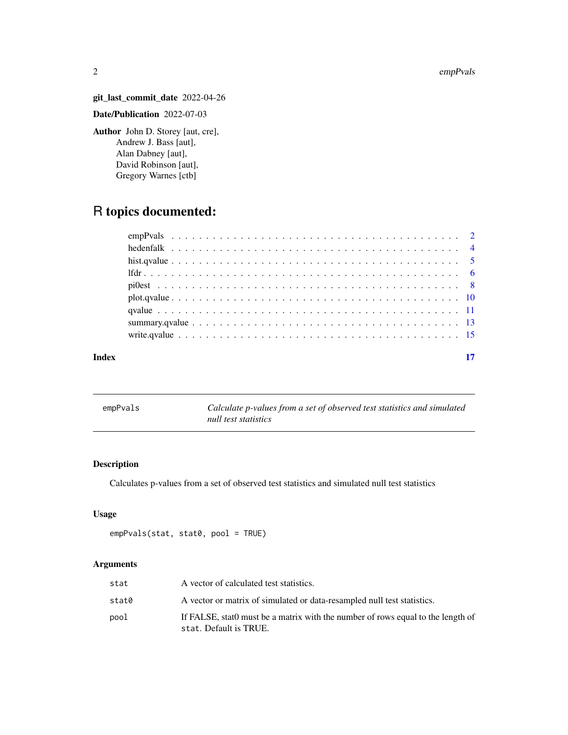**git_last_commit_date** 2022-04-26

**Date/Publication** 2022-07-03

**Author** John D. Storey [aut, cre],
Andrew J. Bass [aut],
Alan Dabney [aut],
David Robinson [aut],
Gregory Warnes [ctb]

# R topics documented:

- empPvals . . . . . . . . . . . . . . . . . . . . . . . . . . . . . . . . . . . . . . . 2
- hedenfalk . . . . . . . . . . . . . . . . . . . . . . . . . . . . . . . . . . . . . . . 4
- hist.qvalue . . . . . . . . . . . . . . . . . . . . . . . . . . . . . . . . . . . . . . 5
- lfdr . . . . . . . . . . . . . . . . . . . . . . . . . . . . . . . . . . . . . . . . . 6
- pi0est . . . . . . . . . . . . . . . . . . . . . . . . . . . . . . . . . . . . . . . . 8
- plot.qvalue . . . . . . . . . . . . . . . . . . . . . . . . . . . . . . . . . . . . . . 10
- qvalue . . . . . . . . . . . . . . . . . . . . . . . . . . . . . . . . . . . . . . . . 11
- summary.qvalue . . . . . . . . . . . . . . . . . . . . . . . . . . . . . . . . . . . . 13
- write.qvalue . . . . . . . . . . . . . . . . . . . . . . . . . . . . . . . . . . . . . 15

**Index** 17

---

`empPvals` *Calculate p-values from a set of observed test statistics and simulated null test statistics*

---

### Description

Calculates p-values from a set of observed test statistics and simulated null test statistics

### Usage

```
empPvals(stat, stat0, pool = TRUE)
```

### Arguments

| | |
|---|---|
| `stat` | A vector of calculated test statistics. |
| `stat0` | A vector or matrix of simulated or data-resampled null test statistics. |
| `pool` | If FALSE, stat0 must be a matrix with the number of rows equal to the length of `stat`. Default is TRUE. |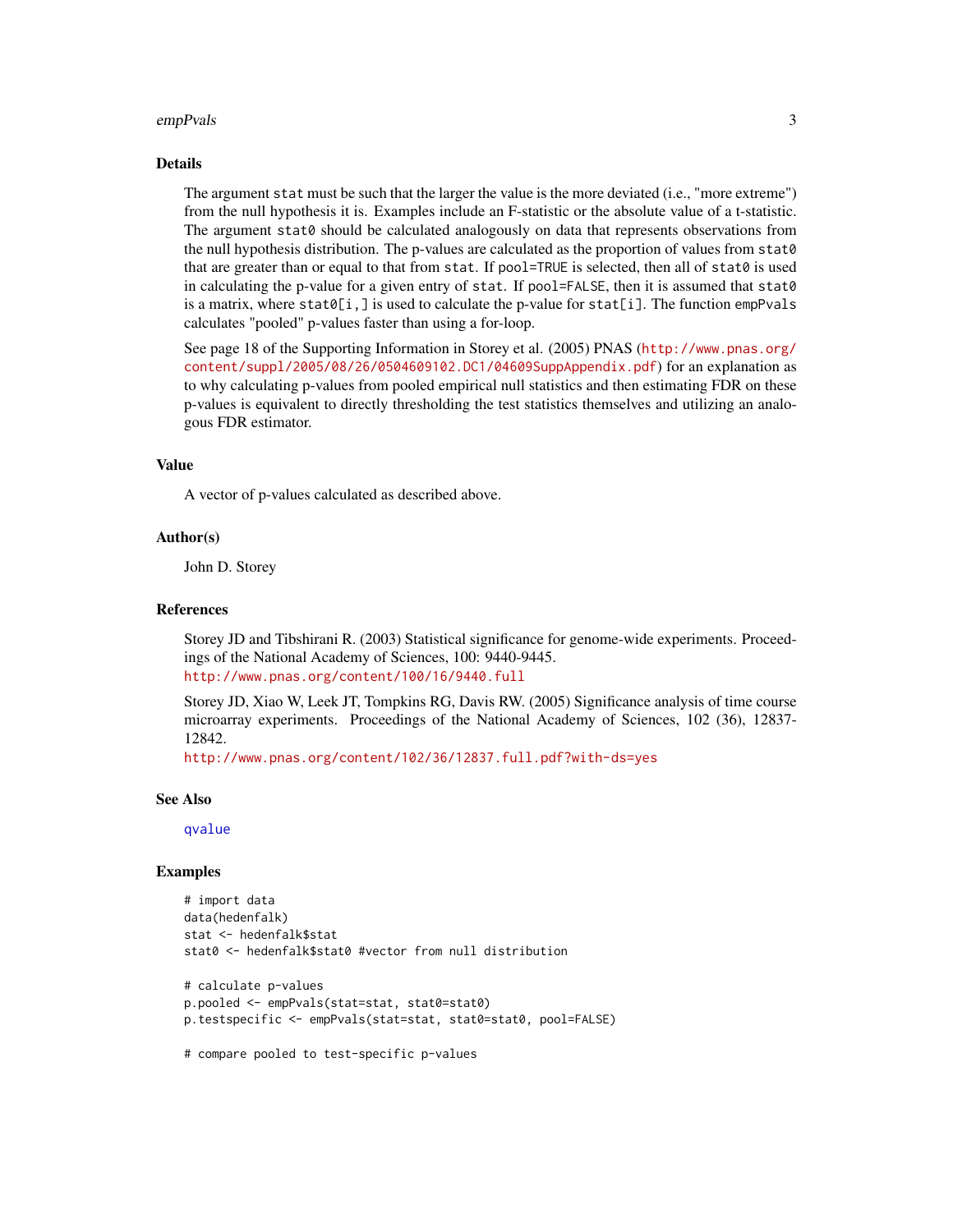## Details

The argument `stat` must be such that the larger the value is the more deviated (i.e., "more extreme") from the null hypothesis it is. Examples include an F-statistic or the absolute value of a t-statistic. The argument `stat0` should be calculated analogously on data that represents observations from the null hypothesis distribution. The p-values are calculated as the proportion of values from `stat0` that are greater than or equal to that from `stat`. If `pool=TRUE` is selected, then all of `stat0` is used in calculating the p-value for a given entry of `stat`. If `pool=FALSE`, then it is assumed that `stat0` is a matrix, where `stat0[i,]` is used to calculate the p-value for `stat[i]`. The function `empPvals` calculates "pooled" p-values faster than using a for-loop.

See page 18 of the Supporting Information in Storey et al. (2005) PNAS (http://www.pnas.org/content/suppl/2005/08/26/0504609102.DC1/04609SuppAppendix.pdf) for an explanation as to why calculating p-values from pooled empirical null statistics and then estimating FDR on these p-values is equivalent to directly thresholding the test statistics themselves and utilizing an analogous FDR estimator.

## Value

A vector of p-values calculated as described above.

## Author(s)

John D. Storey

## References

Storey JD and Tibshirani R. (2003) Statistical significance for genome-wide experiments. Proceedings of the National Academy of Sciences, 100: 9440-9445.
http://www.pnas.org/content/100/16/9440.full

Storey JD, Xiao W, Leek JT, Tompkins RG, Davis RW. (2005) Significance analysis of time course microarray experiments. Proceedings of the National Academy of Sciences, 102 (36), 12837-12842.
http://www.pnas.org/content/102/36/12837.full.pdf?with-ds=yes

## See Also

`qvalue`

## Examples

```
# import data
data(hedenfalk)
stat <- hedenfalk$stat
stat0 <- hedenfalk$stat0 #vector from null distribution

# calculate p-values
p.pooled <- empPvals(stat=stat, stat0=stat0)
p.testspecific <- empPvals(stat=stat, stat0=stat0, pool=FALSE)

# compare pooled to test-specific p-values
```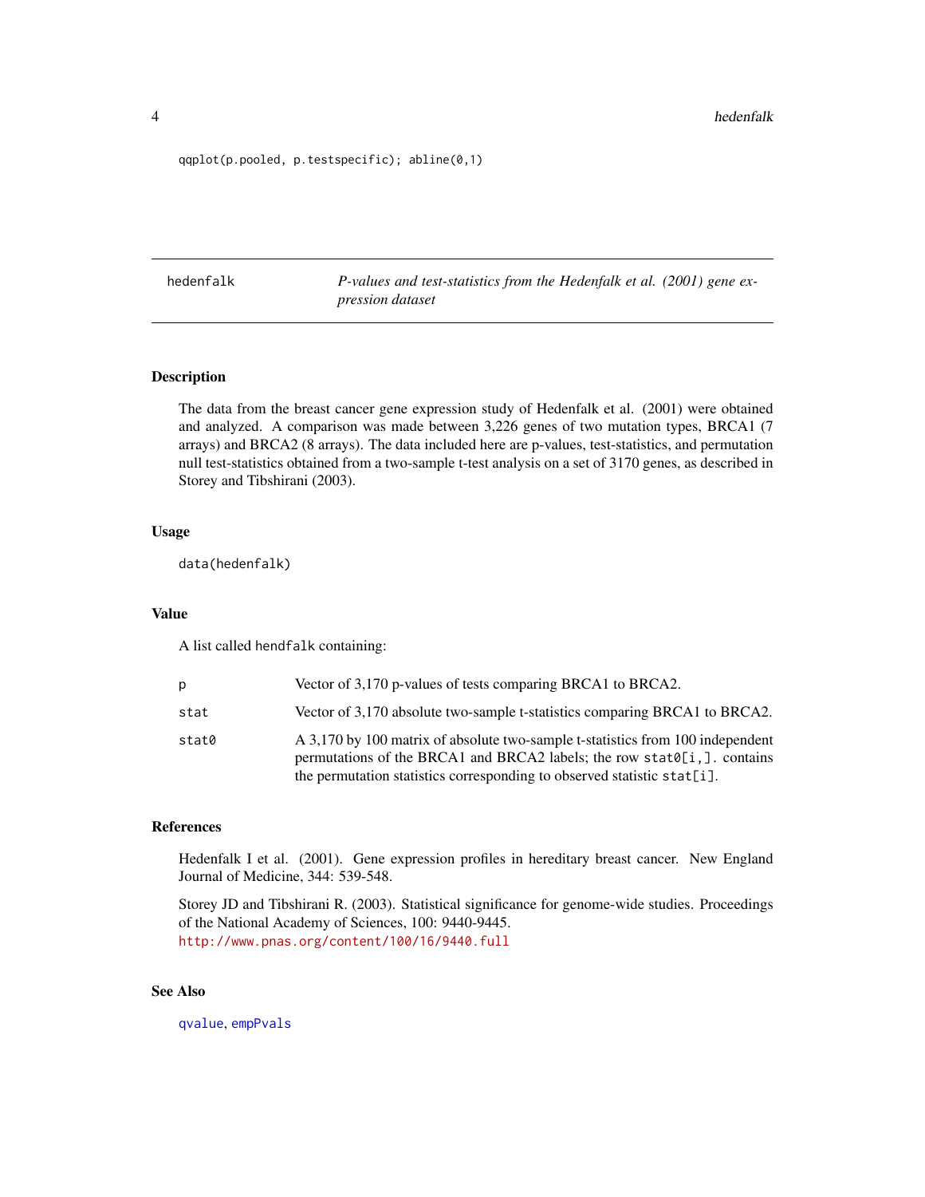```
qqplot(p.pooled, p.testspecific); abline(0,1)
```

---

## hedenfalk — *P-values and test-statistics from the Hedenfalk et al. (2001) gene expression dataset*

### Description

The data from the breast cancer gene expression study of Hedenfalk et al. (2001) were obtained and analyzed. A comparison was made between 3,226 genes of two mutation types, BRCA1 (7 arrays) and BRCA2 (8 arrays). The data included here are p-values, test-statistics, and permutation null test-statistics obtained from a two-sample t-test analysis on a set of 3170 genes, as described in Storey and Tibshirani (2003).

### Usage

```
data(hedenfalk)
```

### Value

A list called `hendfalk` containing:

| | |
|---|---|
| `p` | Vector of 3,170 p-values of tests comparing BRCA1 to BRCA2. |
| `stat` | Vector of 3,170 absolute two-sample t-statistics comparing BRCA1 to BRCA2. |
| `stat0` | A 3,170 by 100 matrix of absolute two-sample t-statistics from 100 independent permutations of the BRCA1 and BRCA2 labels; the row `stat0[i,]`. contains the permutation statistics corresponding to observed statistic `stat[i]`. |

### References

Hedenfalk I et al. (2001). Gene expression profiles in hereditary breast cancer. New England Journal of Medicine, 344: 539-548.

Storey JD and Tibshirani R. (2003). Statistical significance for genome-wide studies. Proceedings of the National Academy of Sciences, 100: 9440-9445.
http://www.pnas.org/content/100/16/9440.full

### See Also

`qvalue`, `empPvals`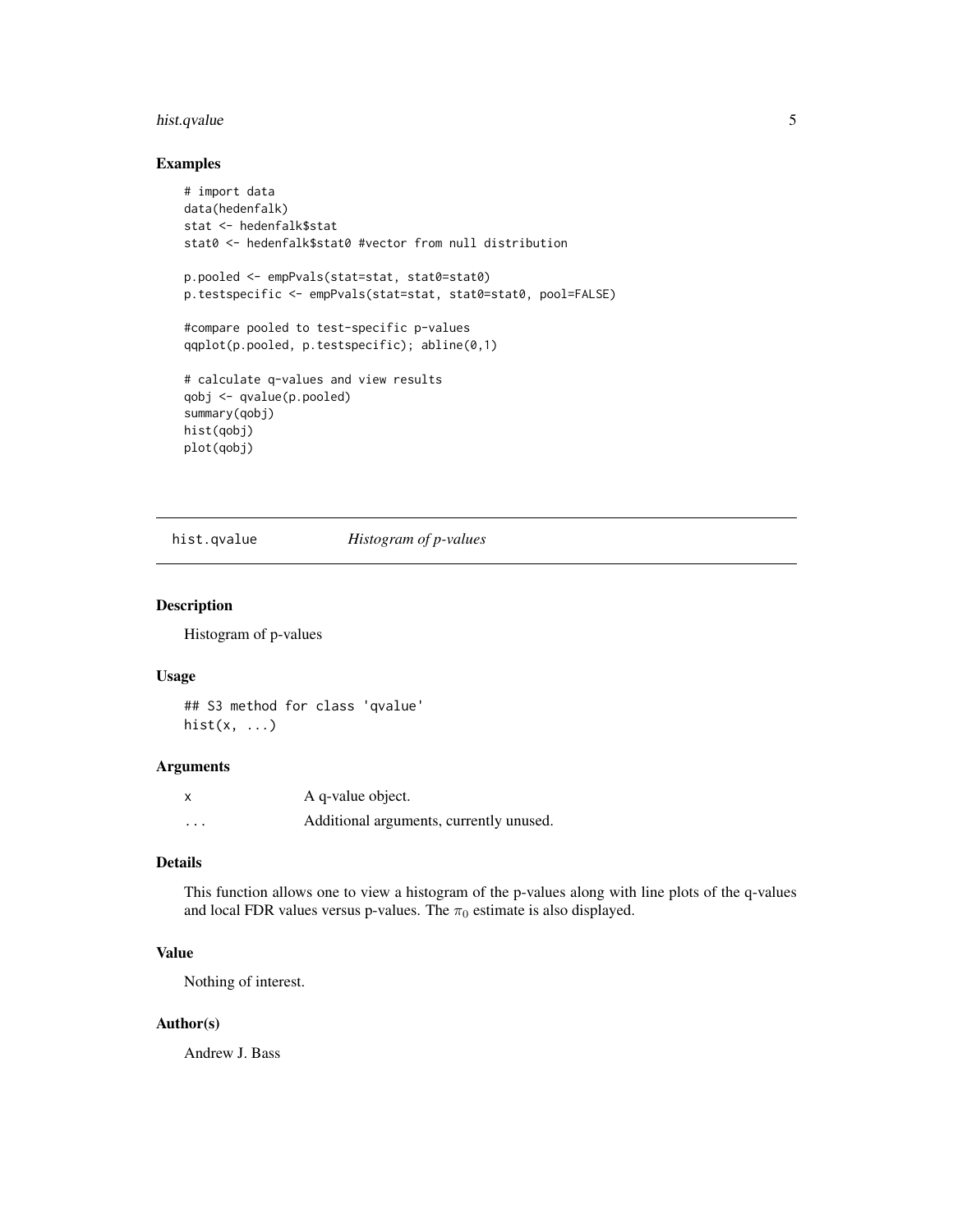## Examples

```
# import data
data(hedenfalk)
stat <- hedenfalk$stat
stat0 <- hedenfalk$stat0 #vector from null distribution

p.pooled <- empPvals(stat=stat, stat0=stat0)
p.testspecific <- empPvals(stat=stat, stat0=stat0, pool=FALSE)

#compare pooled to test-specific p-values
qqplot(p.pooled, p.testspecific); abline(0,1)

# calculate q-values and view results
qobj <- qvalue(p.pooled)
summary(qobj)
hist(qobj)
plot(qobj)
```

---

# hist.qvalue *Histogram of p-values*

## Description

Histogram of p-values

## Usage

```
## S3 method for class 'qvalue'
hist(x, ...)
```

## Arguments

| | |
|---|---|
| x | A q-value object. |
| ... | Additional arguments, currently unused. |

## Details

This function allows one to view a histogram of the p-values along with line plots of the q-values and local FDR values versus p-values. The $\pi_0$ estimate is also displayed.

## Value

Nothing of interest.

## Author(s)

Andrew J. Bass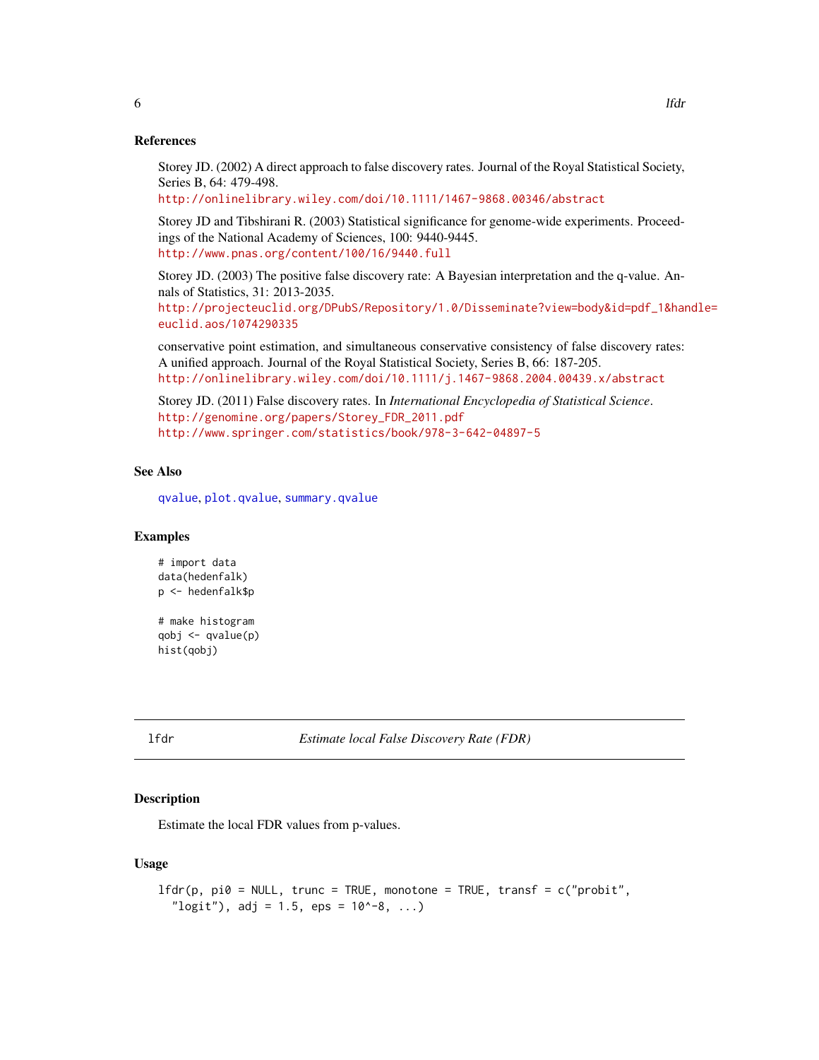## References

Storey JD. (2002) A direct approach to false discovery rates. Journal of the Royal Statistical Society, Series B, 64: 479-498.
http://onlinelibrary.wiley.com/doi/10.1111/1467-9868.00346/abstract

Storey JD and Tibshirani R. (2003) Statistical significance for genome-wide experiments. Proceedings of the National Academy of Sciences, 100: 9440-9445.
http://www.pnas.org/content/100/16/9440.full

Storey JD. (2003) The positive false discovery rate: A Bayesian interpretation and the q-value. Annals of Statistics, 31: 2013-2035.
http://projecteuclid.org/DPubS/Repository/1.0/Disseminate?view=body&id=pdf_1&handle=euclid.aos/1074290335

conservative point estimation, and simultaneous conservative consistency of false discovery rates: A unified approach. Journal of the Royal Statistical Society, Series B, 66: 187-205.
http://onlinelibrary.wiley.com/doi/10.1111/j.1467-9868.2004.00439.x/abstract

Storey JD. (2011) False discovery rates. In *International Encyclopedia of Statistical Science*.
http://genomine.org/papers/Storey_FDR_2011.pdf
http://www.springer.com/statistics/book/978-3-642-04897-5

## See Also

qvalue, plot.qvalue, summary.qvalue

## Examples

```
# import data
data(hedenfalk)
p <- hedenfalk$p

# make histogram
qobj <- qvalue(p)
hist(qobj)
```

---

# lfdr — *Estimate local False Discovery Rate (FDR)*

## Description

Estimate the local FDR values from p-values.

## Usage

```
lfdr(p, pi0 = NULL, trunc = TRUE, monotone = TRUE, transf = c("probit",
  "logit"), adj = 1.5, eps = 10^-8, ...)
```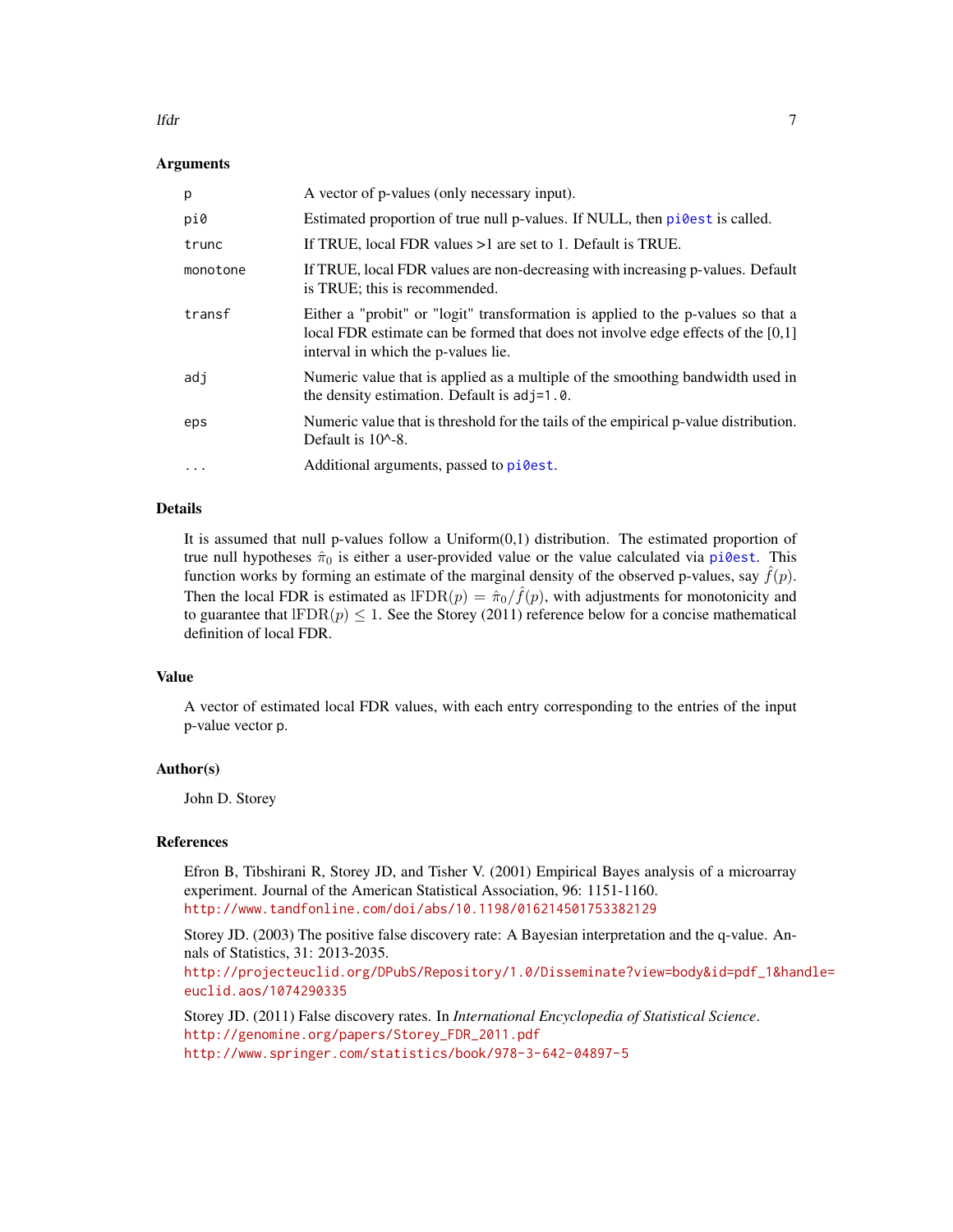### Arguments

| | |
|---|---|
| p | A vector of p-values (only necessary input). |
| pi0 | Estimated proportion of true null p-values. If NULL, then pi0est is called. |
| trunc | If TRUE, local FDR values >1 are set to 1. Default is TRUE. |
| monotone | If TRUE, local FDR values are non-decreasing with increasing p-values. Default is TRUE; this is recommended. |
| transf | Either a "probit" or "logit" transformation is applied to the p-values so that a local FDR estimate can be formed that does not involve edge effects of the [0,1] interval in which the p-values lie. |
| adj | Numeric value that is applied as a multiple of the smoothing bandwidth used in the density estimation. Default is adj=1.0. |
| eps | Numeric value that is threshold for the tails of the empirical p-value distribution. Default is 10^-8. |
| ... | Additional arguments, passed to pi0est. |

### Details

It is assumed that null p-values follow a Uniform(0,1) distribution. The estimated proportion of true null hypotheses $\hat{\pi}_0$ is either a user-provided value or the value calculated via pi0est. This function works by forming an estimate of the marginal density of the observed p-values, say $\hat{f}(p)$. Then the local FDR is estimated as $\text{lFDR}(p) = \hat{\pi}_0/\hat{f}(p)$, with adjustments for monotonicity and to guarantee that $\text{lFDR}(p) \leq 1$. See the Storey (2011) reference below for a concise mathematical definition of local FDR.

### Value

A vector of estimated local FDR values, with each entry corresponding to the entries of the input p-value vector p.

### Author(s)

John D. Storey

### References

Efron B, Tibshirani R, Storey JD, and Tisher V. (2001) Empirical Bayes analysis of a microarray experiment. Journal of the American Statistical Association, 96: 1151-1160.
http://www.tandfonline.com/doi/abs/10.1198/016214501753382129

Storey JD. (2003) The positive false discovery rate: A Bayesian interpretation and the q-value. Annals of Statistics, 31: 2013-2035.
http://projecteuclid.org/DPubS/Repository/1.0/Disseminate?view=body&id=pdf_1&handle=euclid.aos/1074290335

Storey JD. (2011) False discovery rates. In *International Encyclopedia of Statistical Science*.
http://genomine.org/papers/Storey_FDR_2011.pdf
http://www.springer.com/statistics/book/978-3-642-04897-5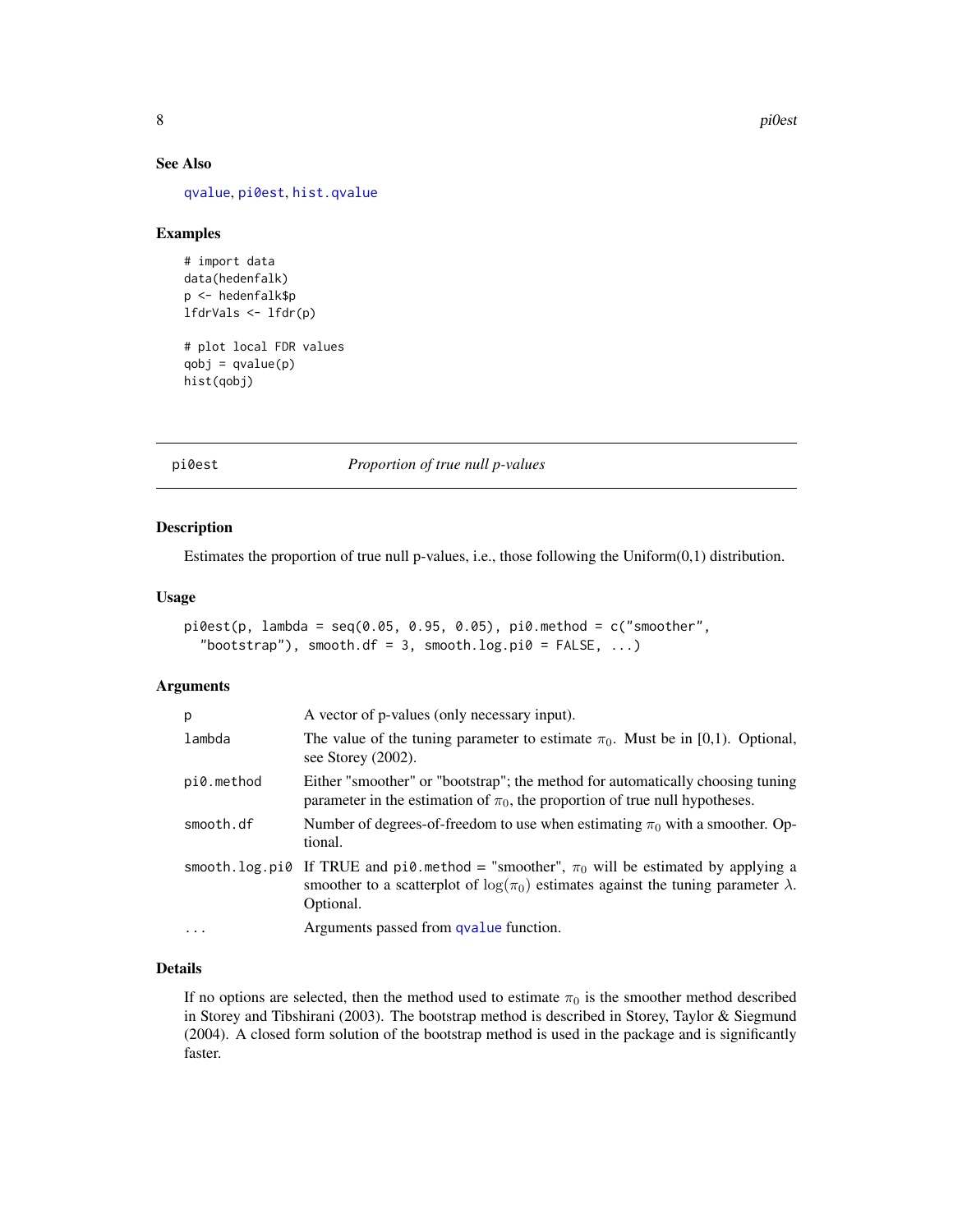### See Also

qvalue, pi0est, hist.qvalue

### Examples

```
# import data
data(hedenfalk)
p <- hedenfalk$p
lfdrVals <- lfdr(p)

# plot local FDR values
qobj = qvalue(p)
hist(qobj)
```

---

## pi0est — *Proportion of true null p-values*

---

### Description

Estimates the proportion of true null p-values, i.e., those following the Uniform(0,1) distribution.

### Usage

```
pi0est(p, lambda = seq(0.05, 0.95, 0.05), pi0.method = c("smoother",
  "bootstrap"), smooth.df = 3, smooth.log.pi0 = FALSE, ...)
```

### Arguments

| | |
|---|---|
| p | A vector of p-values (only necessary input). |
| lambda | The value of the tuning parameter to estimate $\pi_0$. Must be in [0,1). Optional, see Storey (2002). |
| pi0.method | Either "smoother" or "bootstrap"; the method for automatically choosing tuning parameter in the estimation of $\pi_0$, the proportion of true null hypotheses. |
| smooth.df | Number of degrees-of-freedom to use when estimating $\pi_0$ with a smoother. Optional. |
| smooth.log.pi0 | If TRUE and pi0.method = "smoother", $\pi_0$ will be estimated by applying a smoother to a scatterplot of $\log(\pi_0)$ estimates against the tuning parameter $\lambda$. Optional. |
| ... | Arguments passed from qvalue function. |

### Details

If no options are selected, then the method used to estimate $\pi_0$ is the smoother method described in Storey and Tibshirani (2003). The bootstrap method is described in Storey, Taylor & Siegmund (2004). A closed form solution of the bootstrap method is used in the package and is significantly faster.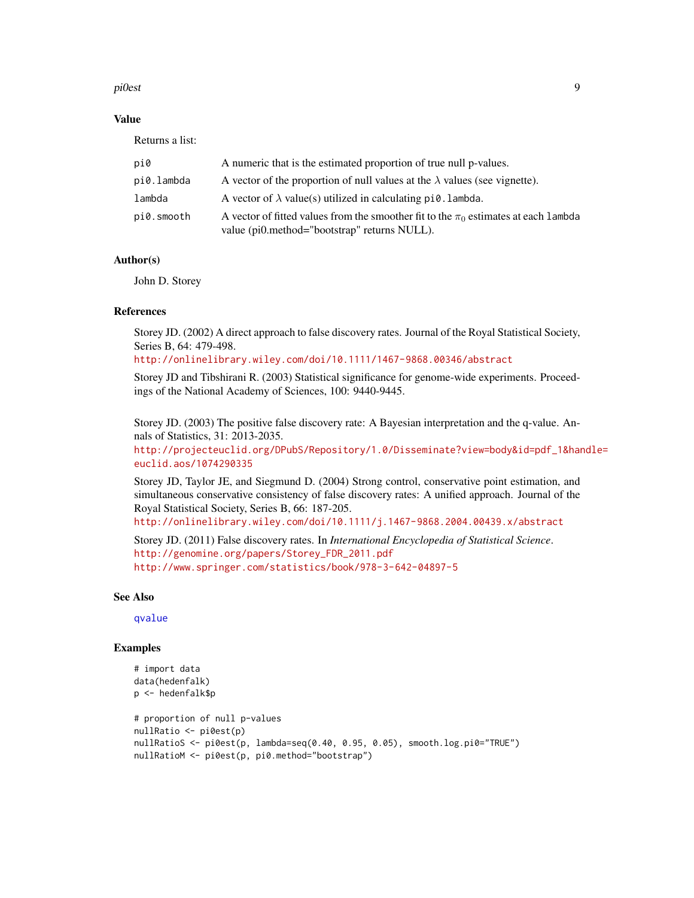## Value

Returns a list:

| | |
|---|---|
| `pi0` | A numeric that is the estimated proportion of true null p-values. |
| `pi0.lambda` | A vector of the proportion of null values at the $\lambda$ values (see vignette). |
| `lambda` | A vector of $\lambda$ value(s) utilized in calculating `pi0.lambda`. |
| `pi0.smooth` | A vector of fitted values from the smoother fit to the $\pi_0$ estimates at each `lambda` value (pi0.method="bootstrap" returns NULL). |

## Author(s)

John D. Storey

## References

Storey JD. (2002) A direct approach to false discovery rates. Journal of the Royal Statistical Society, Series B, 64: 479-498.
http://onlinelibrary.wiley.com/doi/10.1111/1467-9868.00346/abstract

Storey JD and Tibshirani R. (2003) Statistical significance for genome-wide experiments. Proceedings of the National Academy of Sciences, 100: 9440-9445.

Storey JD. (2003) The positive false discovery rate: A Bayesian interpretation and the q-value. Annals of Statistics, 31: 2013-2035.
http://projecteuclid.org/DPubS/Repository/1.0/Disseminate?view=body&id=pdf_1&handle=euclid.aos/1074290335

Storey JD, Taylor JE, and Siegmund D. (2004) Strong control, conservative point estimation, and simultaneous conservative consistency of false discovery rates: A unified approach. Journal of the Royal Statistical Society, Series B, 66: 187-205.
http://onlinelibrary.wiley.com/doi/10.1111/j.1467-9868.2004.00439.x/abstract

Storey JD. (2011) False discovery rates. In *International Encyclopedia of Statistical Science*.
http://genomine.org/papers/Storey_FDR_2011.pdf
http://www.springer.com/statistics/book/978-3-642-04897-5

## See Also

qvalue

## Examples

```
# import data
data(hedenfalk)
p <- hedenfalk$p

# proportion of null p-values
nullRatio <- pi0est(p)
nullRatioS <- pi0est(p, lambda=seq(0.40, 0.95, 0.05), smooth.log.pi0="TRUE")
nullRatioM <- pi0est(p, pi0.method="bootstrap")
```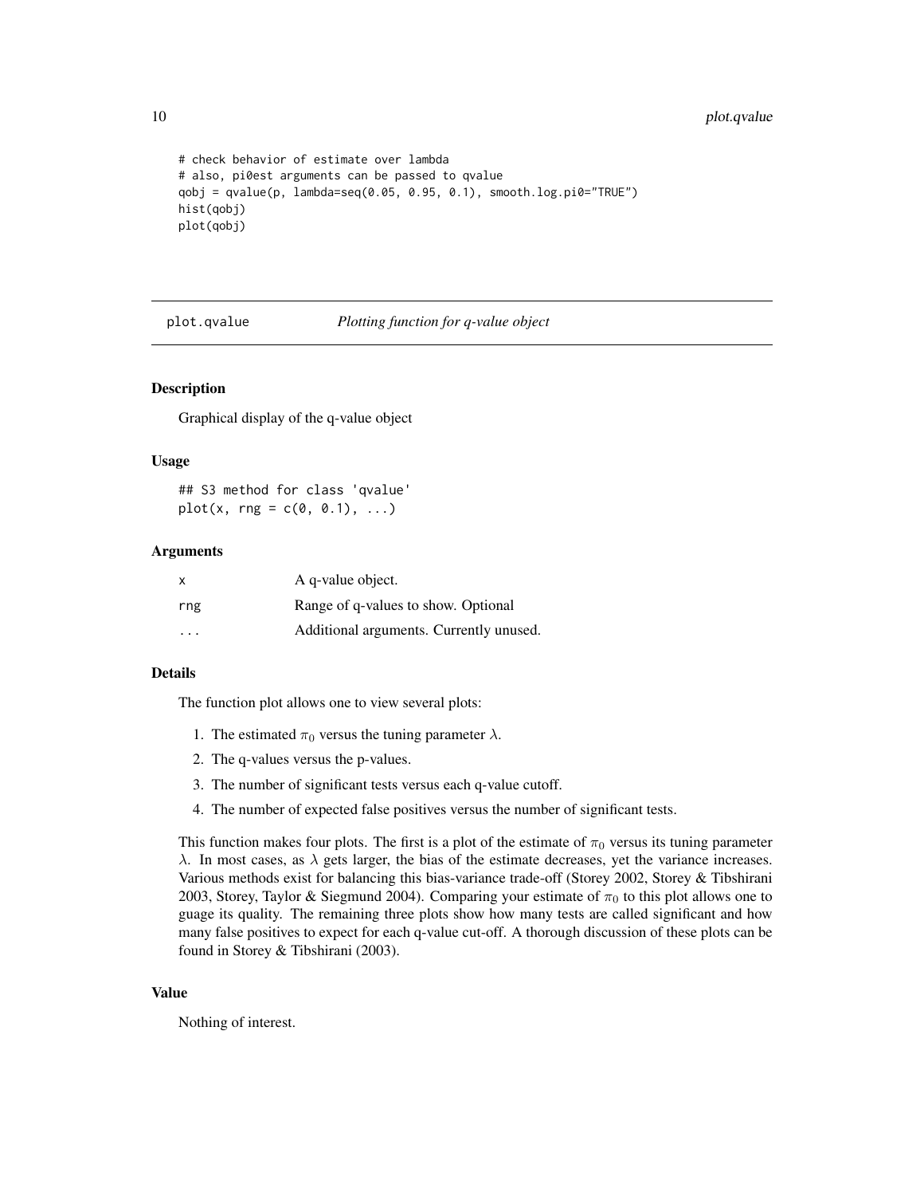```
# check behavior of estimate over lambda
# also, pi0est arguments can be passed to qvalue
qobj = qvalue(p, lambda=seq(0.05, 0.95, 0.1), smooth.log.pi0="TRUE")
hist(qobj)
plot(qobj)
```

---

## plot.qvalue — *Plotting function for q-value object*

---

### Description

Graphical display of the q-value object

### Usage

```
## S3 method for class 'qvalue'
plot(x, rng = c(0, 0.1), ...)
```

### Arguments

| | |
|---|---|
| `x` | A q-value object. |
| `rng` | Range of q-values to show. Optional |
| `...` | Additional arguments. Currently unused. |

### Details

The function plot allows one to view several plots:

1. The estimated $\pi_0$ versus the tuning parameter $\lambda$.
2. The q-values versus the p-values.
3. The number of significant tests versus each q-value cutoff.
4. The number of expected false positives versus the number of significant tests.

This function makes four plots. The first is a plot of the estimate of $\pi_0$ versus its tuning parameter $\lambda$. In most cases, as $\lambda$ gets larger, the bias of the estimate decreases, yet the variance increases. Various methods exist for balancing this bias-variance trade-off (Storey 2002, Storey & Tibshirani 2003, Storey, Taylor & Siegmund 2004). Comparing your estimate of $\pi_0$ to this plot allows one to guage its quality. The remaining three plots show how many tests are called significant and how many false positives to expect for each q-value cut-off. A thorough discussion of these plots can be found in Storey & Tibshirani (2003).

### Value

Nothing of interest.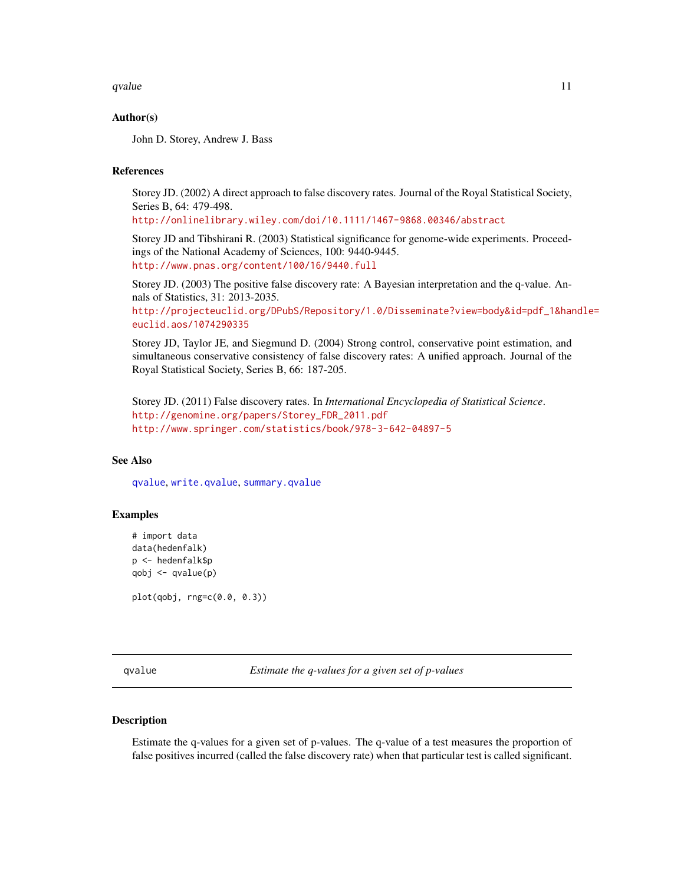### Author(s)

John D. Storey, Andrew J. Bass

### References

Storey JD. (2002) A direct approach to false discovery rates. Journal of the Royal Statistical Society, Series B, 64: 479-498.
http://onlinelibrary.wiley.com/doi/10.1111/1467-9868.00346/abstract

Storey JD and Tibshirani R. (2003) Statistical significance for genome-wide experiments. Proceedings of the National Academy of Sciences, 100: 9440-9445.
http://www.pnas.org/content/100/16/9440.full

Storey JD. (2003) The positive false discovery rate: A Bayesian interpretation and the q-value. Annals of Statistics, 31: 2013-2035.
http://projecteuclid.org/DPubS/Repository/1.0/Disseminate?view=body&id=pdf_1&handle=euclid.aos/1074290335

Storey JD, Taylor JE, and Siegmund D. (2004) Strong control, conservative point estimation, and simultaneous conservative consistency of false discovery rates: A unified approach. Journal of the Royal Statistical Society, Series B, 66: 187-205.

Storey JD. (2011) False discovery rates. In *International Encyclopedia of Statistical Science*.
http://genomine.org/papers/Storey_FDR_2011.pdf
http://www.springer.com/statistics/book/978-3-642-04897-5

### See Also

qvalue, write.qvalue, summary.qvalue

### Examples

```
# import data
data(hedenfalk)
p <- hedenfalk$p
qobj <- qvalue(p)

plot(qobj, rng=c(0.0, 0.3))
```

---

## qvalue — *Estimate the q-values for a given set of p-values*

### Description

Estimate the q-values for a given set of p-values. The q-value of a test measures the proportion of false positives incurred (called the false discovery rate) when that particular test is called significant.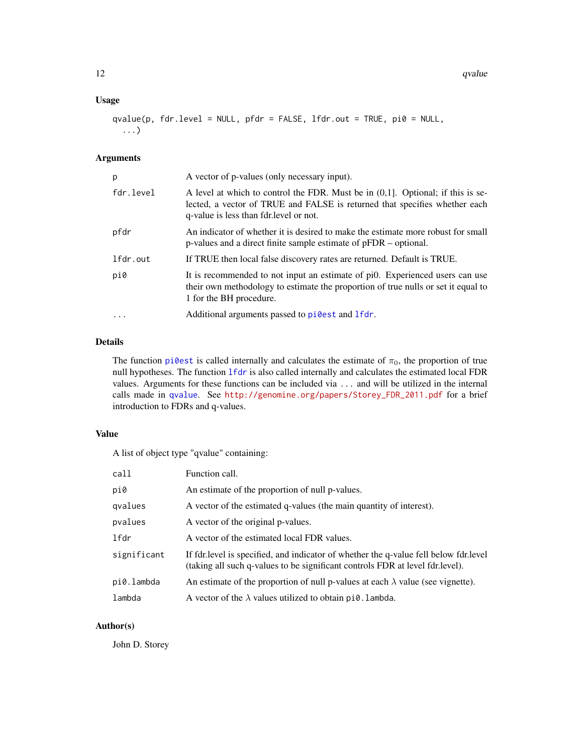### Usage

```
qvalue(p, fdr.level = NULL, pfdr = FALSE, lfdr.out = TRUE, pi0 = NULL,
  ...)
```

### Arguments

| | |
|---|---|
| `p` | A vector of p-values (only necessary input). |
| `fdr.level` | A level at which to control the FDR. Must be in (0,1]. Optional; if this is selected, a vector of TRUE and FALSE is returned that specifies whether each q-value is less than fdr.level or not. |
| `pfdr` | An indicator of whether it is desired to make the estimate more robust for small p-values and a direct finite sample estimate of pFDR – optional. |
| `lfdr.out` | If TRUE then local false discovery rates are returned. Default is TRUE. |
| `pi0` | It is recommended to not input an estimate of pi0. Experienced users can use their own methodology to estimate the proportion of true nulls or set it equal to 1 for the BH procedure. |
| `...` | Additional arguments passed to `pi0est` and `lfdr`. |

### Details

The function `pi0est` is called internally and calculates the estimate of $\pi_0$, the proportion of true null hypotheses. The function `lfdr` is also called internally and calculates the estimated local FDR values. Arguments for these functions can be included via `...` and will be utilized in the internal calls made in `qvalue`. See http://genomine.org/papers/Storey_FDR_2011.pdf for a brief introduction to FDRs and q-values.

### Value

A list of object type "qvalue" containing:

| | |
|---|---|
| `call` | Function call. |
| `pi0` | An estimate of the proportion of null p-values. |
| `qvalues` | A vector of the estimated q-values (the main quantity of interest). |
| `pvalues` | A vector of the original p-values. |
| `lfdr` | A vector of the estimated local FDR values. |
| `significant` | If fdr.level is specified, and indicator of whether the q-value fell below fdr.level (taking all such q-values to be significant controls FDR at level fdr.level). |
| `pi0.lambda` | An estimate of the proportion of null p-values at each $\lambda$ value (see vignette). |
| `lambda` | A vector of the $\lambda$ values utilized to obtain `pi0.lambda`. |

### Author(s)

John D. Storey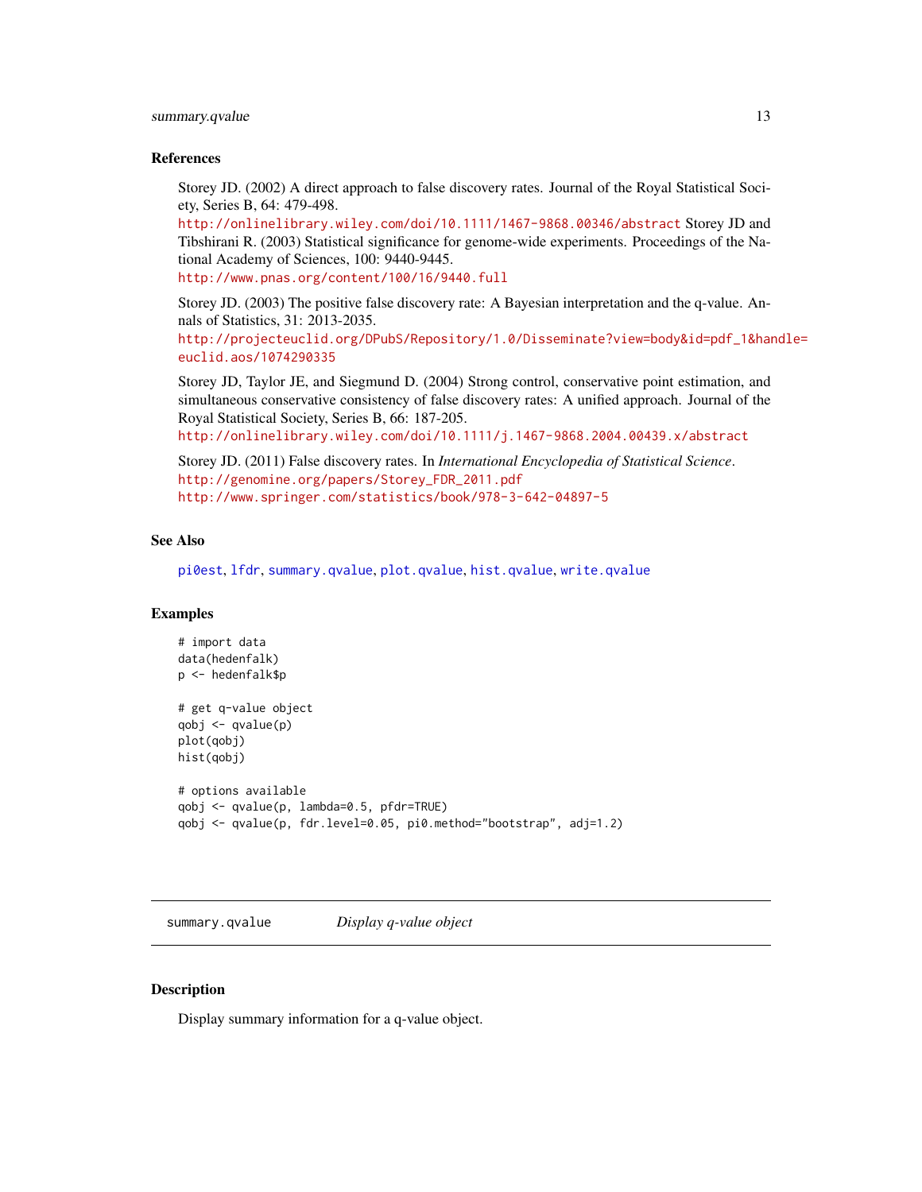### References

Storey JD. (2002) A direct approach to false discovery rates. Journal of the Royal Statistical Society, Series B, 64: 479-498.
http://onlinelibrary.wiley.com/doi/10.1111/1467-9868.00346/abstract Storey JD and Tibshirani R. (2003) Statistical significance for genome-wide experiments. Proceedings of the National Academy of Sciences, 100: 9440-9445.
http://www.pnas.org/content/100/16/9440.full

Storey JD. (2003) The positive false discovery rate: A Bayesian interpretation and the q-value. Annals of Statistics, 31: 2013-2035.
http://projecteuclid.org/DPubS/Repository/1.0/Disseminate?view=body&id=pdf_1&handle=euclid.aos/1074290335

Storey JD, Taylor JE, and Siegmund D. (2004) Strong control, conservative point estimation, and simultaneous conservative consistency of false discovery rates: A unified approach. Journal of the Royal Statistical Society, Series B, 66: 187-205.
http://onlinelibrary.wiley.com/doi/10.1111/j.1467-9868.2004.00439.x/abstract

Storey JD. (2011) False discovery rates. In *International Encyclopedia of Statistical Science*.
http://genomine.org/papers/Storey_FDR_2011.pdf
http://www.springer.com/statistics/book/978-3-642-04897-5

### See Also

pi0est, lfdr, summary.qvalue, plot.qvalue, hist.qvalue, write.qvalue

### Examples

```
# import data
data(hedenfalk)
p <- hedenfalk$p

# get q-value object
qobj <- qvalue(p)
plot(qobj)
hist(qobj)

# options available
qobj <- qvalue(p, lambda=0.5, pfdr=TRUE)
qobj <- qvalue(p, fdr.level=0.05, pi0.method="bootstrap", adj=1.2)
```

---

## summary.qvalue — *Display q-value object*

### Description

Display summary information for a q-value object.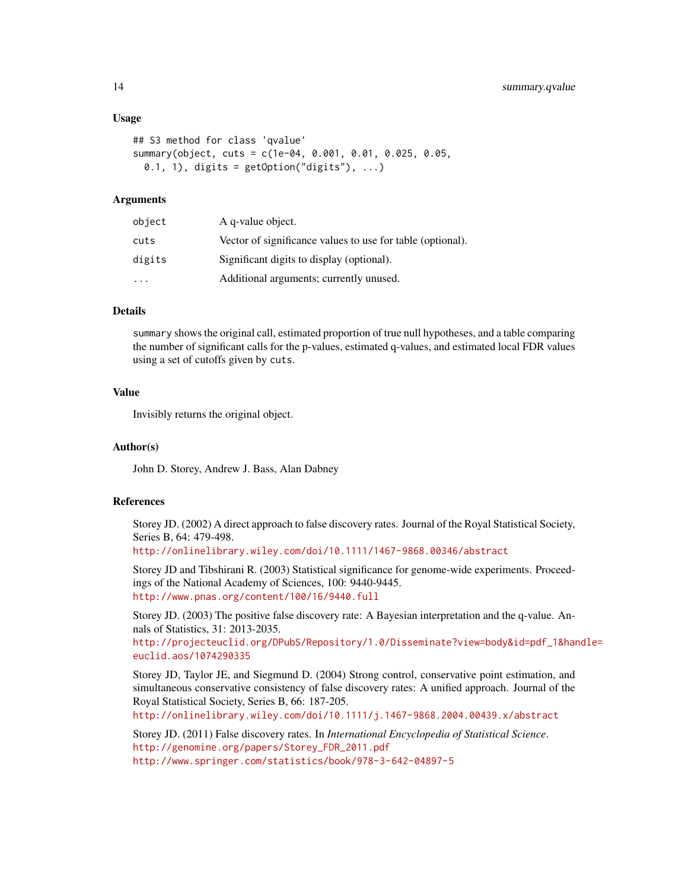### Usage

```
## S3 method for class 'qvalue'
summary(object, cuts = c(1e-04, 0.001, 0.01, 0.025, 0.05,
  0.1, 1), digits = getOption("digits"), ...)
```

### Arguments

| | |
|---|---|
| `object` | A q-value object. |
| `cuts` | Vector of significance values to use for table (optional). |
| `digits` | Significant digits to display (optional). |
| `...` | Additional arguments; currently unused. |

### Details

`summary` shows the original call, estimated proportion of true null hypotheses, and a table comparing the number of significant calls for the p-values, estimated q-values, and estimated local FDR values using a set of cutoffs given by `cuts`.

### Value

Invisibly returns the original object.

### Author(s)

John D. Storey, Andrew J. Bass, Alan Dabney

### References

Storey JD. (2002) A direct approach to false discovery rates. Journal of the Royal Statistical Society, Series B, 64: 479-498.
http://onlinelibrary.wiley.com/doi/10.1111/1467-9868.00346/abstract

Storey JD and Tibshirani R. (2003) Statistical significance for genome-wide experiments. Proceedings of the National Academy of Sciences, 100: 9440-9445.
http://www.pnas.org/content/100/16/9440.full

Storey JD. (2003) The positive false discovery rate: A Bayesian interpretation and the q-value. Annals of Statistics, 31: 2013-2035.
http://projecteuclid.org/DPubS/Repository/1.0/Disseminate?view=body&id=pdf_1&handle=euclid.aos/1074290335

Storey JD, Taylor JE, and Siegmund D. (2004) Strong control, conservative point estimation, and simultaneous conservative consistency of false discovery rates: A unified approach. Journal of the Royal Statistical Society, Series B, 66: 187-205.
http://onlinelibrary.wiley.com/doi/10.1111/j.1467-9868.2004.00439.x/abstract

Storey JD. (2011) False discovery rates. In *International Encyclopedia of Statistical Science*.
http://genomine.org/papers/Storey_FDR_2011.pdf
http://www.springer.com/statistics/book/978-3-642-04897-5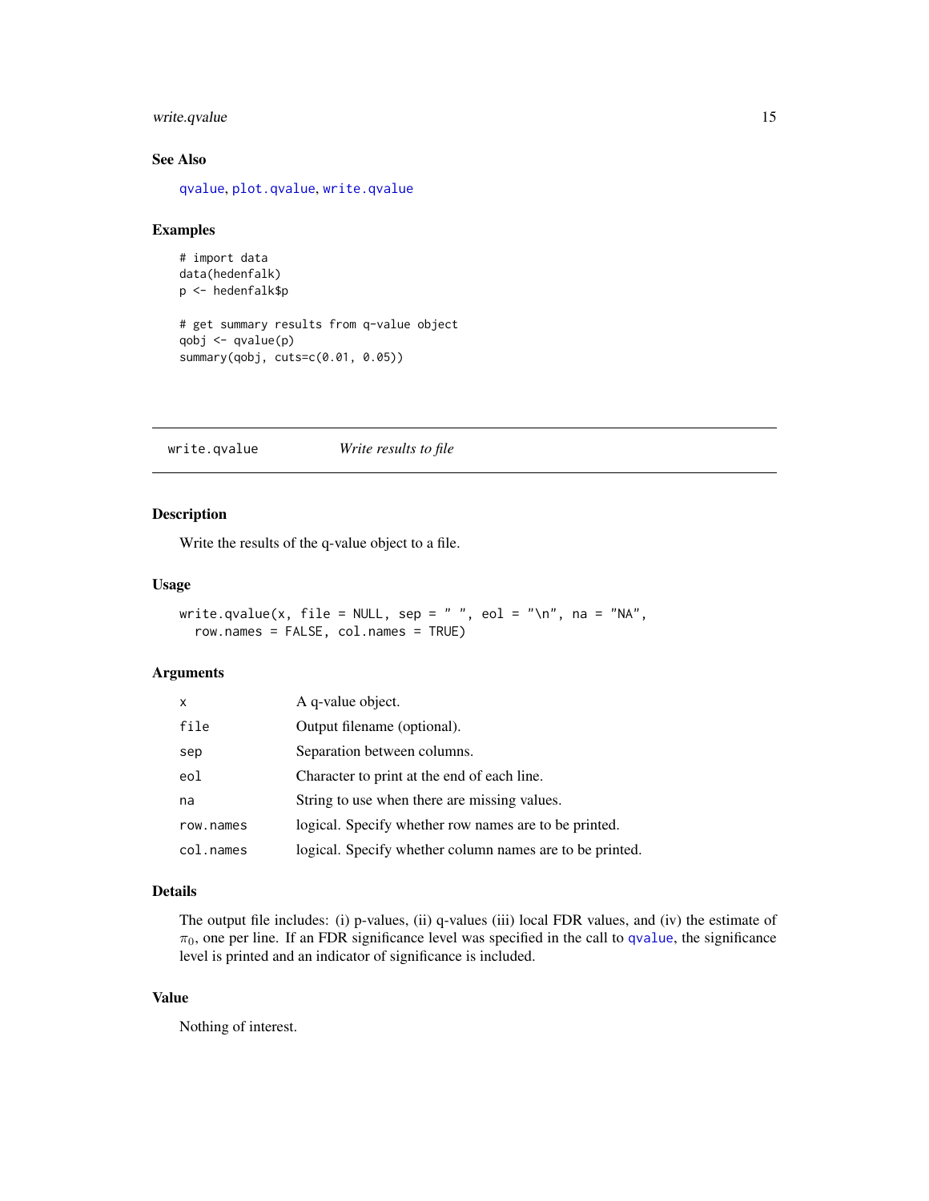### See Also

qvalue, plot.qvalue, write.qvalue

### Examples

```
# import data
data(hedenfalk)
p <- hedenfalk$p

# get summary results from q-value object
qobj <- qvalue(p)
summary(qobj, cuts=c(0.01, 0.05))
```

---

## write.qvalue *Write results to file*

---

### Description

Write the results of the q-value object to a file.

### Usage

```
write.qvalue(x, file = NULL, sep = " ", eol = "\n", na = "NA",
  row.names = FALSE, col.names = TRUE)
```

### Arguments

| | |
|---|---|
| x | A q-value object. |
| file | Output filename (optional). |
| sep | Separation between columns. |
| eol | Character to print at the end of each line. |
| na | String to use when there are missing values. |
| row.names | logical. Specify whether row names are to be printed. |
| col.names | logical. Specify whether column names are to be printed. |

### Details

The output file includes: (i) p-values, (ii) q-values (iii) local FDR values, and (iv) the estimate of $\pi_0$, one per line. If an FDR significance level was specified in the call to qvalue, the significance level is printed and an indicator of significance is included.

### Value

Nothing of interest.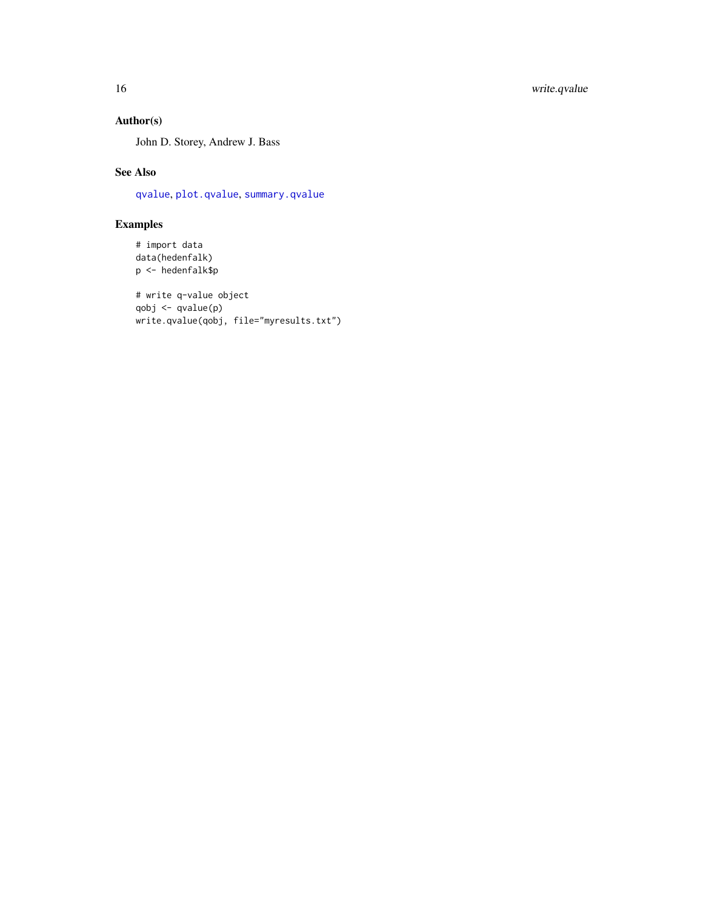## Author(s)

John D. Storey, Andrew J. Bass

## See Also

qvalue, plot.qvalue, summary.qvalue

## Examples

```
# import data
data(hedenfalk)
p <- hedenfalk$p

# write q-value object
qobj <- qvalue(p)
write.qvalue(qobj, file="myresults.txt")
```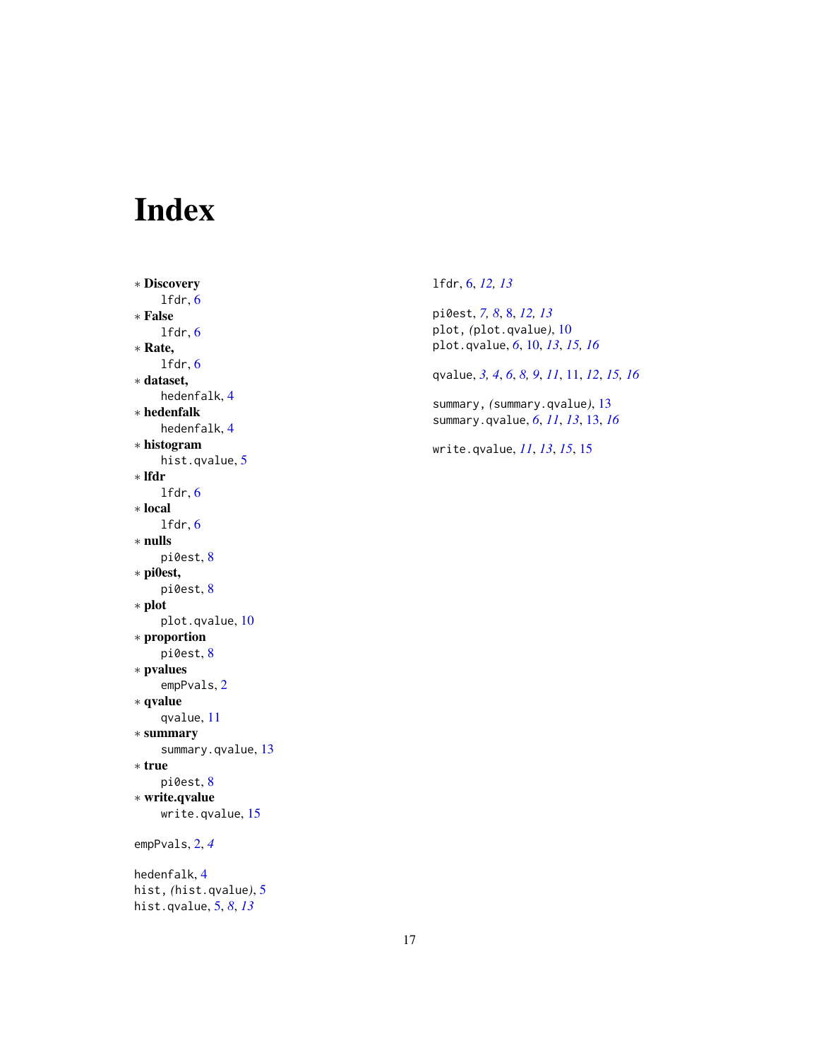# Index

∗ **Discovery**
  lfdr, 6
∗ **False**
  lfdr, 6
∗ **Rate,**
  lfdr, 6
∗ **dataset,**
  hedenfalk, 4
∗ **hedenfalk**
  hedenfalk, 4
∗ **histogram**
  hist.qvalue, 5
∗ **lfdr**
  lfdr, 6
∗ **local**
  lfdr, 6
∗ **nulls**
  pi0est, 8
∗ **pi0est,**
  pi0est, 8
∗ **plot**
  plot.qvalue, 10
∗ **proportion**
  pi0est, 8
∗ **pvalues**
  empPvals, 2
∗ **qvalue**
  qvalue, 11
∗ **summary**
  summary.qvalue, 13
∗ **true**
  pi0est, 8
∗ **write.qvalue**
  write.qvalue, 15

empPvals, 2, *4*

hedenfalk, 4
hist, *(*hist.qvalue*)*, 5
hist.qvalue, 5, *8*, *13*

lfdr, 6, *12, 13*

pi0est, *7, 8*, 8, *12, 13*
plot, *(*plot.qvalue*)*, 10
plot.qvalue, *6*, 10, *13*, *15, 16*

qvalue, *3, 4*, *6*, *8, 9*, *11*, 11, *12*, *15, 16*

summary, *(*summary.qvalue*)*, 13
summary.qvalue, *6*, *11*, *13*, 13, *16*

write.qvalue, *11*, *13*, *15*, 15